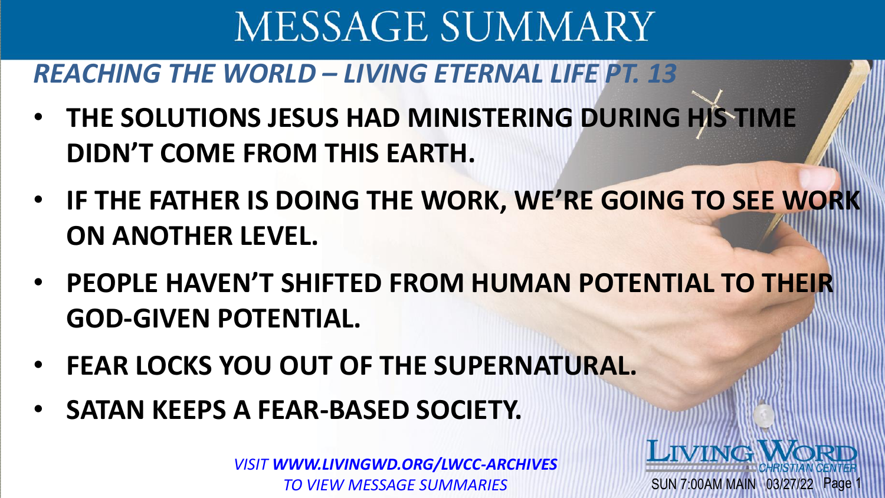# MESSAGE SUMMARY

## *REACHING THE WORLD – LIVING ETERNAL LIFE PT. 13*

- **THE SOLUTIONS JESUS HAD MINISTERING DURING HIS TIME DIDN'T COME FROM THIS EARTH.**
- **IF THE FATHER IS DOING THE WORK, WE'RE GOING TO SEE WORK ON ANOTHER LEVEL.**
- **PEOPLE HAVEN'T SHIFTED FROM HUMAN POTENTIAL TO THEIR GOD-GIVEN POTENTIAL.**
- **FEAR LOCKS YOU OUT OF THE SUPERNATURAL.**
- **SATAN KEEPS A FEAR-BASED SOCIETY.**

*VISIT **WWW.LIVINGWD.ORG/LWCC-ARCHIVES** TO VIEW MESSAGE SUMMARIES*

LIVING WORD CHRISTIAN CENTER

SUN 7:00AM MAIN 03/27/22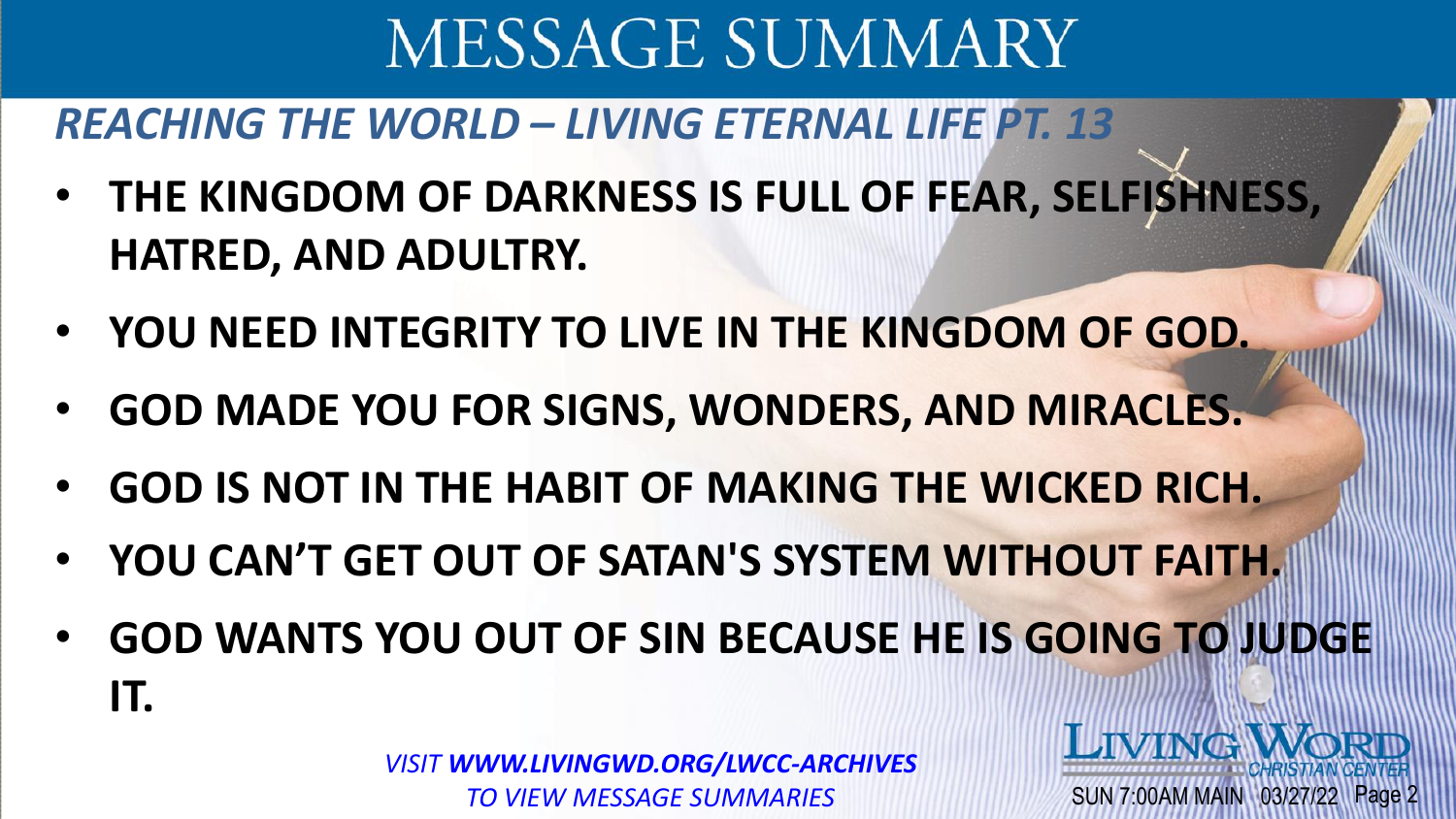# MESSAGE SUMMARY

## *REACHING THE WORLD – LIVING ETERNAL LIFE PT. 13*

- **THE KINGDOM OF DARKNESS IS FULL OF FEAR, SELFISHNESS, HATRED, AND ADULTRY.**
- **YOU NEED INTEGRITY TO LIVE IN THE KINGDOM OF GOD.**
- **GOD MADE YOU FOR SIGNS, WONDERS, AND MIRACLES.**
- **GOD IS NOT IN THE HABIT OF MAKING THE WICKED RICH.**
- **YOU CAN'T GET OUT OF SATAN'S SYSTEM WITHOUT FAITH.**
- **GOD WANTS YOU OUT OF SIN BECAUSE HE IS GOING TO JUDGE IT.**

*VISIT **WWW.LIVINGWD.ORG/LWCC-ARCHIVES** TO VIEW MESSAGE SUMMARIES*

LIVING WORD CHRISTIAN CENTER

SUN 7:00AM MAIN 03/27/22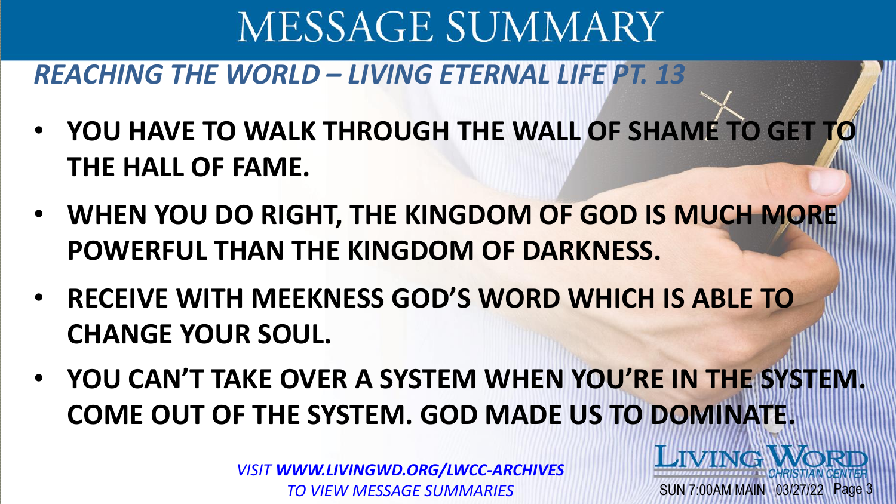# MESSAGE SUMMARY

## *REACHING THE WORLD – LIVING ETERNAL LIFE PT. 13*

- **YOU HAVE TO WALK THROUGH THE WALL OF SHAME TO GET TO THE HALL OF FAME.**
- **WHEN YOU DO RIGHT, THE KINGDOM OF GOD IS MUCH MORE POWERFUL THAN THE KINGDOM OF DARKNESS.**
- **RECEIVE WITH MEEKNESS GOD'S WORD WHICH IS ABLE TO CHANGE YOUR SOUL.**
- **YOU CAN'T TAKE OVER A SYSTEM WHEN YOU'RE IN THE SYSTEM. COME OUT OF THE SYSTEM. GOD MADE US TO DOMINATE.**

*VISIT **WWW.LIVINGWD.ORG/LWCC-ARCHIVES** TO VIEW MESSAGE SUMMARIES*

LIVING WORD *CHRISTIAN CENTER*

SUN 7:00AM MAIN 03/27/22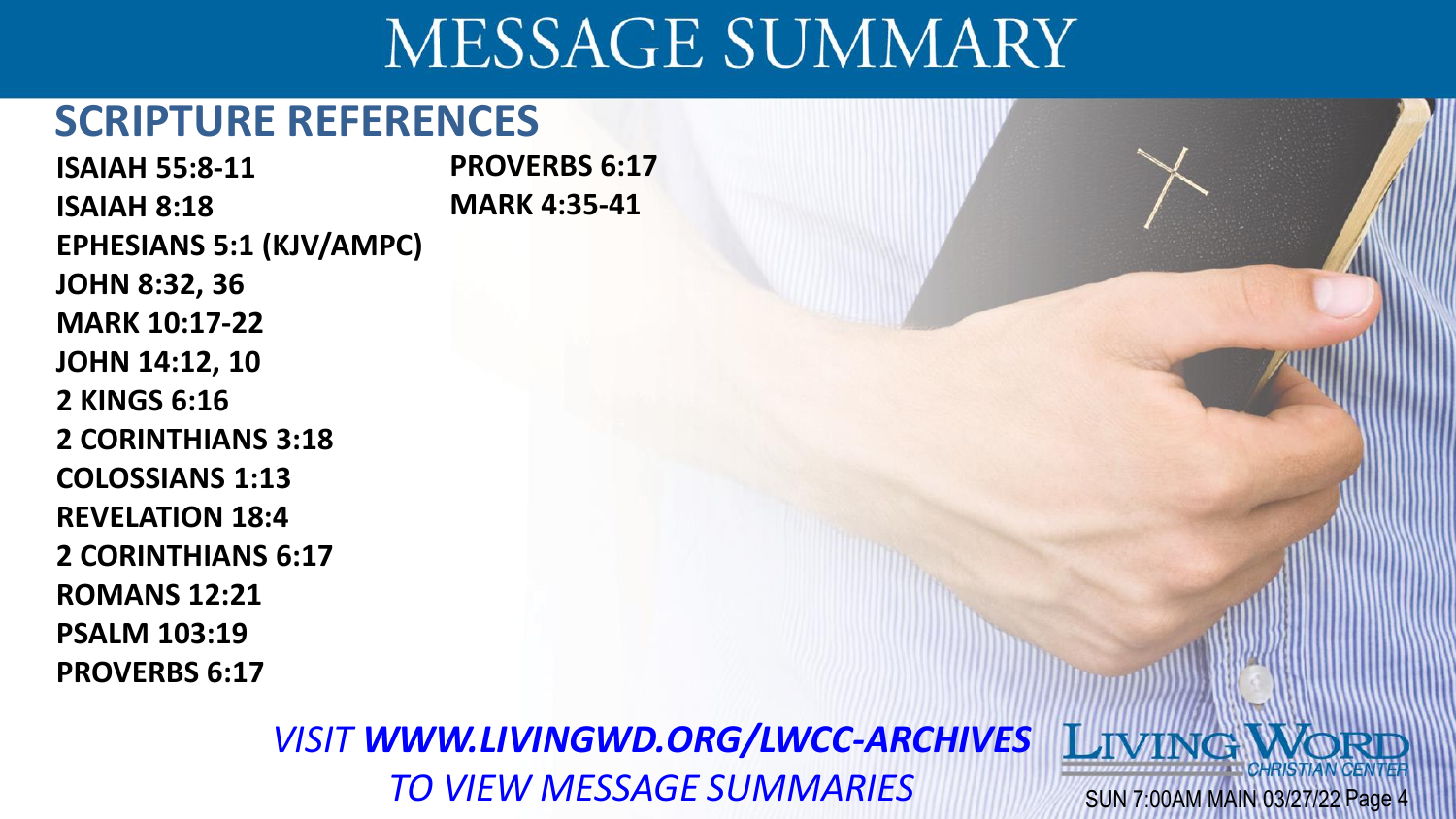# MESSAGE SUMMARY

## SCRIPTURE REFERENCES

**ISAIAH 55:8-11**
**ISAIAH 8:18**
**EPHESIANS 5:1 (KJV/AMPC)**
**JOHN 8:32, 36**
**MARK 10:17-22**
**JOHN 14:12, 10**
**2 KINGS 6:16**
**2 CORINTHIANS 3:18**
**COLOSSIANS 1:13**
**REVELATION 18:4**
**2 CORINTHIANS 6:17**
**ROMANS 12:21**
**PSALM 103:19**
**PROVERBS 6:17**
**PROVERBS 6:17**
**MARK 4:35-41**

*VISIT **WWW.LIVINGWD.ORG/LWCC-ARCHIVES** TO VIEW MESSAGE SUMMARIES*

LIVING WORD CHRISTIAN CENTER

SUN 7:00AM MAIN 03/27/22